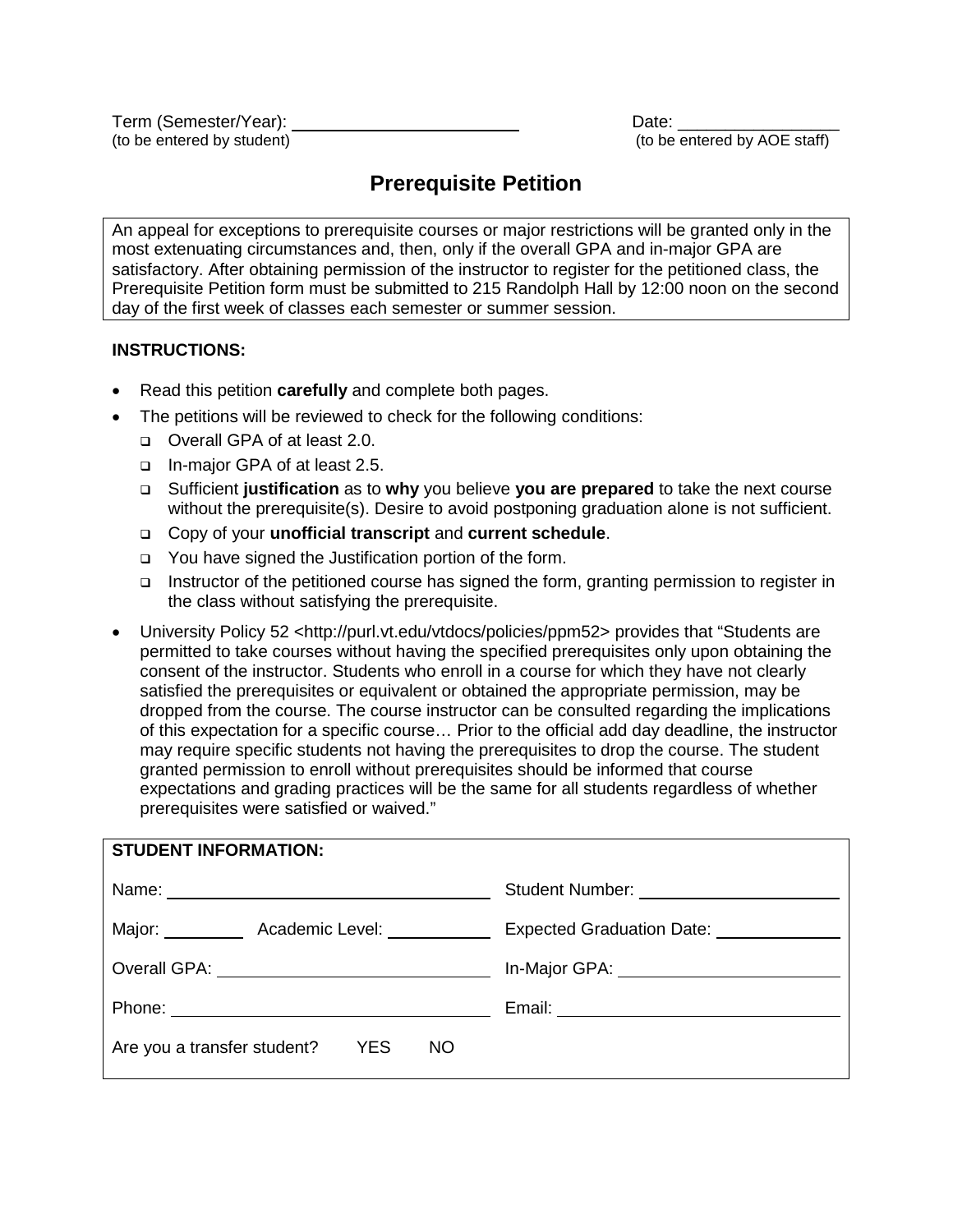Term (Semester/Year): ________________________ Date: _________________
(to be entered by student) (to be entered by AOE staff)

# Prerequisite Petition

An appeal for exceptions to prerequisite courses or major restrictions will be granted only in the most extenuating circumstances and, then, only if the overall GPA and in-major GPA are satisfactory. After obtaining permission of the instructor to register for the petitioned class, the Prerequisite Petition form must be submitted to 215 Randolph Hall by 12:00 noon on the second day of the first week of classes each semester or summer session.

**INSTRUCTIONS:**

- Read this petition **carefully** and complete both pages.
- The petitions will be reviewed to check for the following conditions:
  - ❑ Overall GPA of at least 2.0.
  - ❑ In-major GPA of at least 2.5.
  - ❑ Sufficient **justification** as to **why** you believe **you are prepared** to take the next course without the prerequisite(s). Desire to avoid postponing graduation alone is not sufficient.
  - ❑ Copy of your **unofficial transcript** and **current schedule**.
  - ❑ You have signed the Justification portion of the form.
  - ❑ Instructor of the petitioned course has signed the form, granting permission to register in the class without satisfying the prerequisite.
- University Policy 52 <http://purl.vt.edu/vtdocs/policies/ppm52> provides that "Students are permitted to take courses without having the specified prerequisites only upon obtaining the consent of the instructor. Students who enroll in a course for which they have not clearly satisfied the prerequisites or equivalent or obtained the appropriate permission, may be dropped from the course. The course instructor can be consulted regarding the implications of this expectation for a specific course… Prior to the official add day deadline, the instructor may require specific students not having the prerequisites to drop the course. The student granted permission to enroll without prerequisites should be informed that course expectations and grading practices will be the same for all students regardless of whether prerequisites were satisfied or waived."

**STUDENT INFORMATION:**

Name: ______________________________ Student Number: ____________________

Major: _________ Academic Level: ___________ Expected Graduation Date: _____________

Overall GPA: __________________________ In-Major GPA: _______________________

Phone: ______________________________ Email: ____________________________

Are you a transfer student? YES NO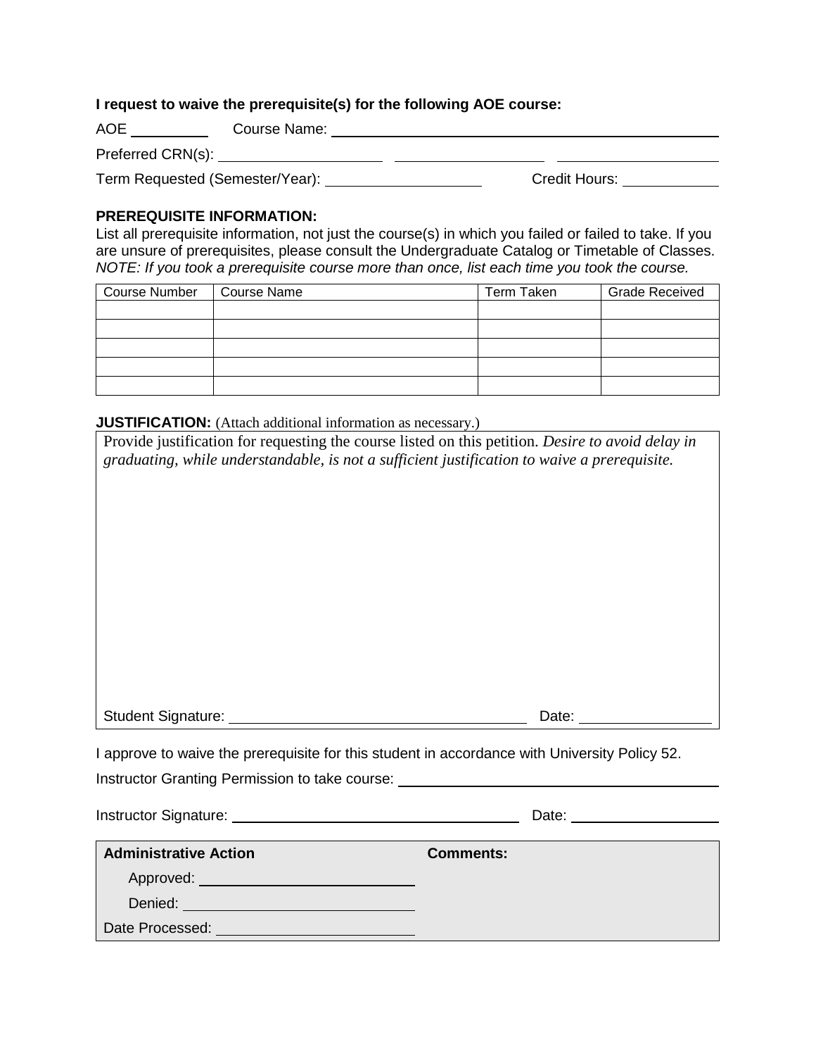**I request to waive the prerequisite(s) for the following AOE course:**

AOE \_\_\_\_\_\_\_\_\_\_ Course Name: \_\_\_\_\_\_\_\_\_\_\_\_\_\_\_\_\_\_\_\_\_\_\_\_\_\_\_\_\_\_\_\_\_\_\_\_\_\_\_\_

Preferred CRN(s): \_\_\_\_\_\_\_\_\_\_\_\_\_\_\_\_\_\_\_\_ \_\_\_\_\_\_\_\_\_\_\_\_\_\_\_\_\_\_\_\_ \_\_\_\_\_\_\_\_\_\_\_\_\_\_\_\_\_\_\_\_

Term Requested (Semester/Year): \_\_\_\_\_\_\_\_\_\_\_\_\_\_\_\_\_\_\_\_ Credit Hours: \_\_\_\_\_\_\_\_\_\_\_\_

**PREREQUISITE INFORMATION:**

List all prerequisite information, not just the course(s) in which you failed or failed to take. If you are unsure of prerequisites, please consult the Undergraduate Catalog or Timetable of Classes. *NOTE: If you took a prerequisite course more than once, list each time you took the course.*

| Course Number | Course Name | Term Taken | Grade Received |
|---|---|---|---|
| | | | |
| | | | |
| | | | |
| | | | |
| | | | |

**JUSTIFICATION:** (Attach additional information as necessary.)

Provide justification for requesting the course listed on this petition. *Desire to avoid delay in graduating, while understandable, is not a sufficient justification to waive a prerequisite.*

Student Signature: \_\_\_\_\_\_\_\_\_\_\_\_\_\_\_\_\_\_\_\_\_\_\_\_\_\_\_\_\_\_\_\_\_\_\_\_\_\_\_\_ Date: \_\_\_\_\_\_\_\_\_\_\_\_\_\_\_\_

I approve to waive the prerequisite for this student in accordance with University Policy 52.

Instructor Granting Permission to take course: \_\_\_\_\_\_\_\_\_\_\_\_\_\_\_\_\_\_\_\_\_\_\_\_\_\_\_\_\_\_\_\_\_\_\_\_\_\_\_\_

Instructor Signature: \_\_\_\_\_\_\_\_\_\_\_\_\_\_\_\_\_\_\_\_\_\_\_\_\_\_\_\_\_\_\_\_\_\_\_\_\_\_\_\_ Date: \_\_\_\_\_\_\_\_\_\_\_\_\_\_\_\_\_\_\_\_

**Administrative Action**

Approved: \_\_\_\_\_\_\_\_\_\_\_\_\_\_\_\_\_\_\_\_\_\_\_\_\_\_\_\_

Denied: \_\_\_\_\_\_\_\_\_\_\_\_\_\_\_\_\_\_\_\_\_\_\_\_\_\_\_\_\_\_

Date Processed: \_\_\_\_\_\_\_\_\_\_\_\_\_\_\_\_\_\_\_\_\_\_\_\_\_\_

**Comments:**